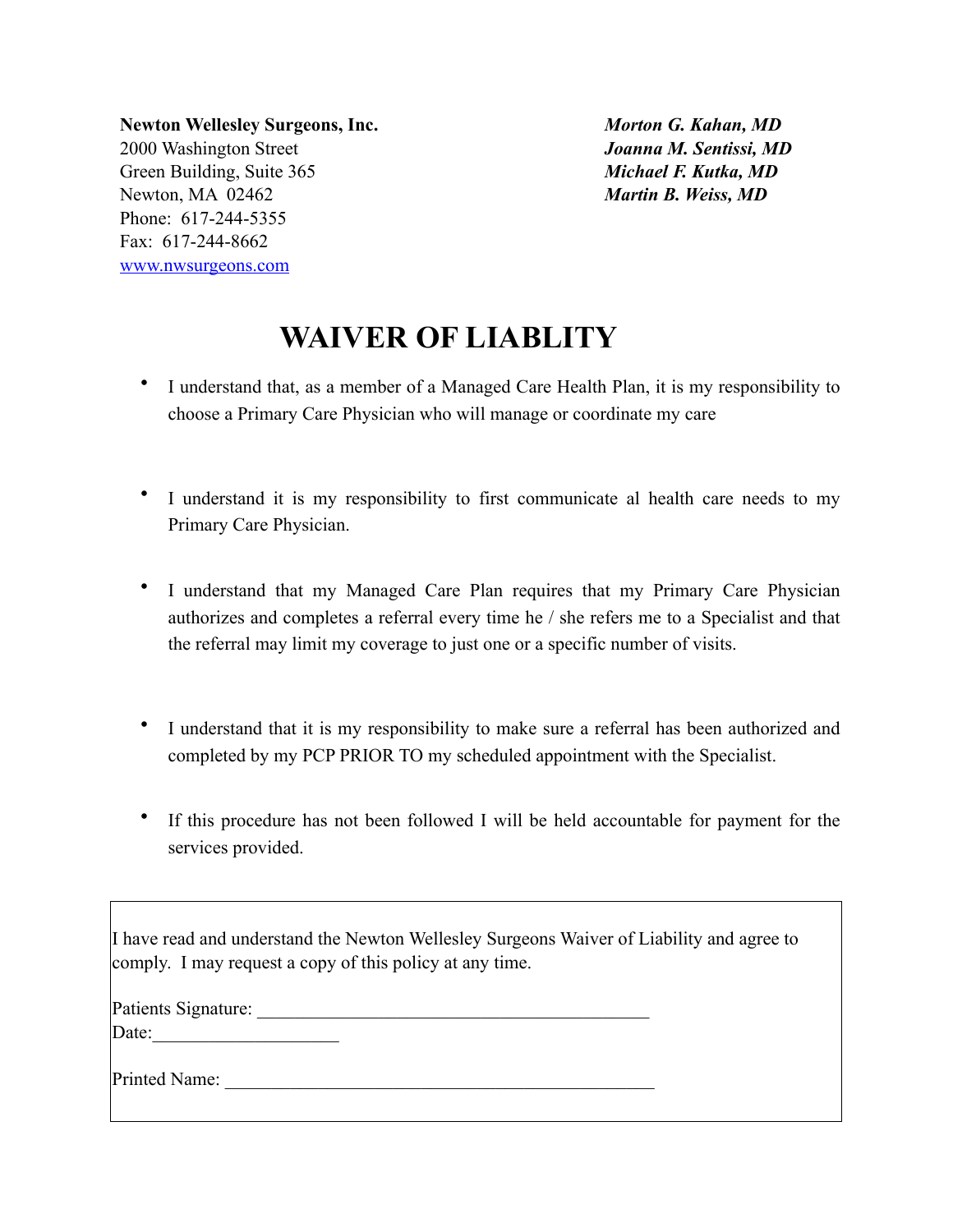**Newton Wellesley Surgeons, Inc.**
2000 Washington Street
Green Building, Suite 365
Newton, MA 02462
Phone: 617-244-5355
Fax: 617-244-8662
www.nwsurgeons.com

***Morton G. Kahan, MD***
***Joanna M. Sentissi, MD***
***Michael F. Kutka, MD***
***Martin B. Weiss, MD***

# WAIVER OF LIABLITY

- I understand that, as a member of a Managed Care Health Plan, it is my responsibility to choose a Primary Care Physician who will manage or coordinate my care

- I understand it is my responsibility to first communicate al health care needs to my Primary Care Physician.

- I understand that my Managed Care Plan requires that my Primary Care Physician authorizes and completes a referral every time he / she refers me to a Specialist and that the referral may limit my coverage to just one or a specific number of visits.

- I understand that it is my responsibility to make sure a referral has been authorized and completed by my PCP PRIOR TO my scheduled appointment with the Specialist.

- If this procedure has not been followed I will be held accountable for payment for the services provided.

I have read and understand the Newton Wellesley Surgeons Waiver of Liability and agree to comply. I may request a copy of this policy at any time.

Patients Signature: ___________________________________________
Date:____________________

Printed Name: ________________________________________________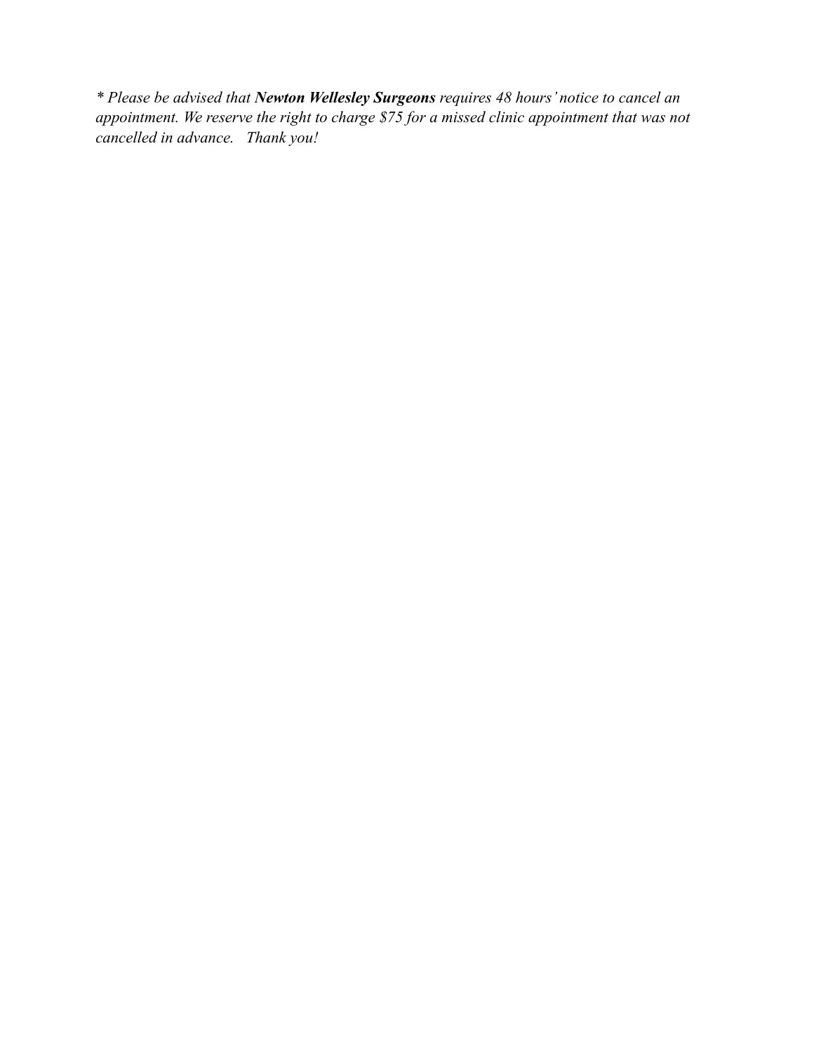*\* Please be advised that **Newton Wellesley Surgeons** requires 48 hours' notice to cancel an appointment. We reserve the right to charge $75 for a missed clinic appointment that was not cancelled in advance. Thank you!*